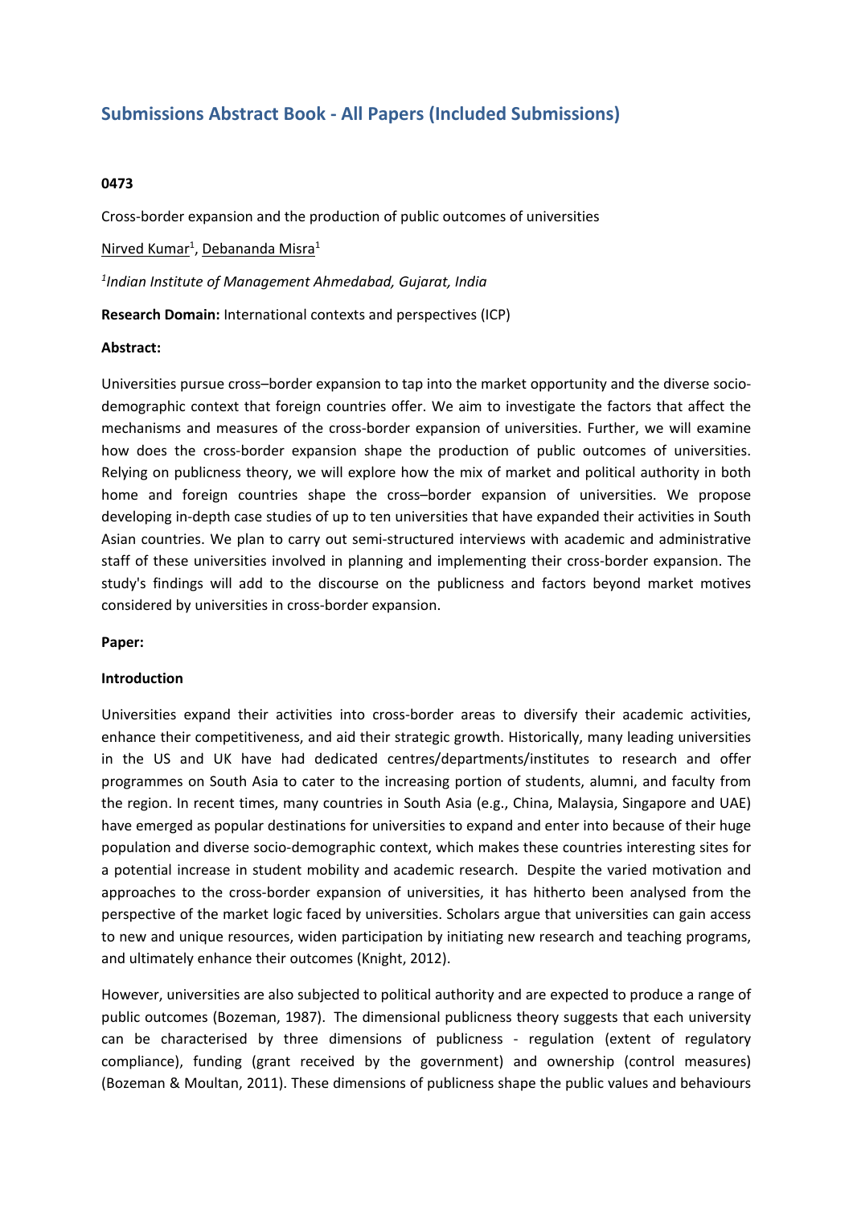# Submissions Abstract Book - All Papers (Included Submissions)

**0473**

Cross-border expansion and the production of public outcomes of universities

Nirved Kumar[1], Debananda Misra[1]

*[1]Indian Institute of Management Ahmedabad, Gujarat, India*

**Research Domain:** International contexts and perspectives (ICP)

**Abstract:**

Universities pursue cross–border expansion to tap into the market opportunity and the diverse socio-demographic context that foreign countries offer. We aim to investigate the factors that affect the mechanisms and measures of the cross-border expansion of universities. Further, we will examine how does the cross-border expansion shape the production of public outcomes of universities. Relying on publicness theory, we will explore how the mix of market and political authority in both home and foreign countries shape the cross–border expansion of universities. We propose developing in-depth case studies of up to ten universities that have expanded their activities in South Asian countries. We plan to carry out semi-structured interviews with academic and administrative staff of these universities involved in planning and implementing their cross-border expansion. The study's findings will add to the discourse on the publicness and factors beyond market motives considered by universities in cross-border expansion.

**Paper:**

**Introduction**

Universities expand their activities into cross-border areas to diversify their academic activities, enhance their competitiveness, and aid their strategic growth. Historically, many leading universities in the US and UK have had dedicated centres/departments/institutes to research and offer programmes on South Asia to cater to the increasing portion of students, alumni, and faculty from the region. In recent times, many countries in South Asia (e.g., China, Malaysia, Singapore and UAE) have emerged as popular destinations for universities to expand and enter into because of their huge population and diverse socio-demographic context, which makes these countries interesting sites for a potential increase in student mobility and academic research. Despite the varied motivation and approaches to the cross-border expansion of universities, it has hitherto been analysed from the perspective of the market logic faced by universities. Scholars argue that universities can gain access to new and unique resources, widen participation by initiating new research and teaching programs, and ultimately enhance their outcomes (Knight, 2012).

However, universities are also subjected to political authority and are expected to produce a range of public outcomes (Bozeman, 1987). The dimensional publicness theory suggests that each university can be characterised by three dimensions of publicness - regulation (extent of regulatory compliance), funding (grant received by the government) and ownership (control measures) (Bozeman & Moultan, 2011). These dimensions of publicness shape the public values and behaviours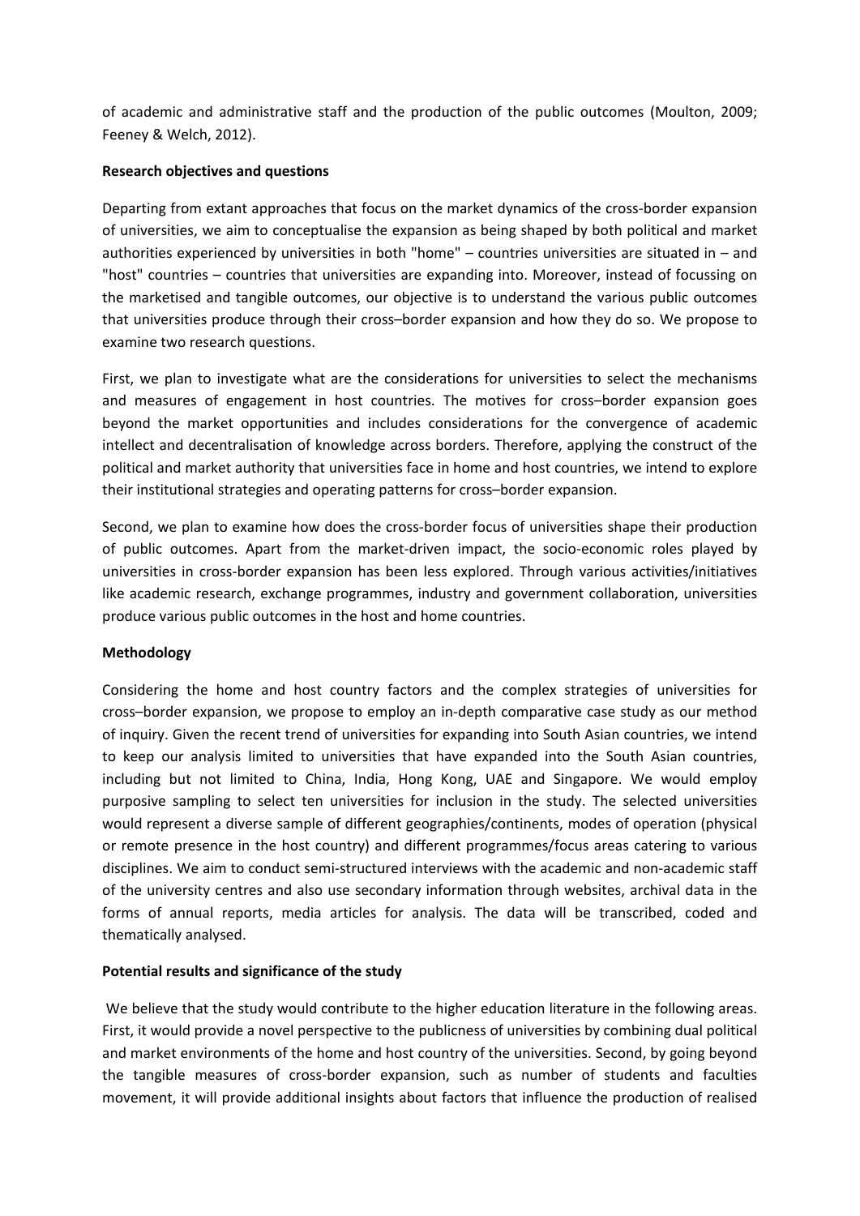of academic and administrative staff and the production of the public outcomes (Moulton, 2009; Feeney & Welch, 2012).

**Research objectives and questions**

Departing from extant approaches that focus on the market dynamics of the cross-border expansion of universities, we aim to conceptualise the expansion as being shaped by both political and market authorities experienced by universities in both "home" – countries universities are situated in – and "host" countries – countries that universities are expanding into. Moreover, instead of focussing on the marketised and tangible outcomes, our objective is to understand the various public outcomes that universities produce through their cross–border expansion and how they do so. We propose to examine two research questions.

First, we plan to investigate what are the considerations for universities to select the mechanisms and measures of engagement in host countries. The motives for cross–border expansion goes beyond the market opportunities and includes considerations for the convergence of academic intellect and decentralisation of knowledge across borders. Therefore, applying the construct of the political and market authority that universities face in home and host countries, we intend to explore their institutional strategies and operating patterns for cross–border expansion.

Second, we plan to examine how does the cross-border focus of universities shape their production of public outcomes. Apart from the market-driven impact, the socio-economic roles played by universities in cross-border expansion has been less explored. Through various activities/initiatives like academic research, exchange programmes, industry and government collaboration, universities produce various public outcomes in the host and home countries.

**Methodology**

Considering the home and host country factors and the complex strategies of universities for cross–border expansion, we propose to employ an in-depth comparative case study as our method of inquiry. Given the recent trend of universities for expanding into South Asian countries, we intend to keep our analysis limited to universities that have expanded into the South Asian countries, including but not limited to China, India, Hong Kong, UAE and Singapore. We would employ purposive sampling to select ten universities for inclusion in the study. The selected universities would represent a diverse sample of different geographies/continents, modes of operation (physical or remote presence in the host country) and different programmes/focus areas catering to various disciplines. We aim to conduct semi-structured interviews with the academic and non-academic staff of the university centres and also use secondary information through websites, archival data in the forms of annual reports, media articles for analysis. The data will be transcribed, coded and thematically analysed.

**Potential results and significance of the study**

We believe that the study would contribute to the higher education literature in the following areas. First, it would provide a novel perspective to the publicness of universities by combining dual political and market environments of the home and host country of the universities. Second, by going beyond the tangible measures of cross-border expansion, such as number of students and faculties movement, it will provide additional insights about factors that influence the production of realised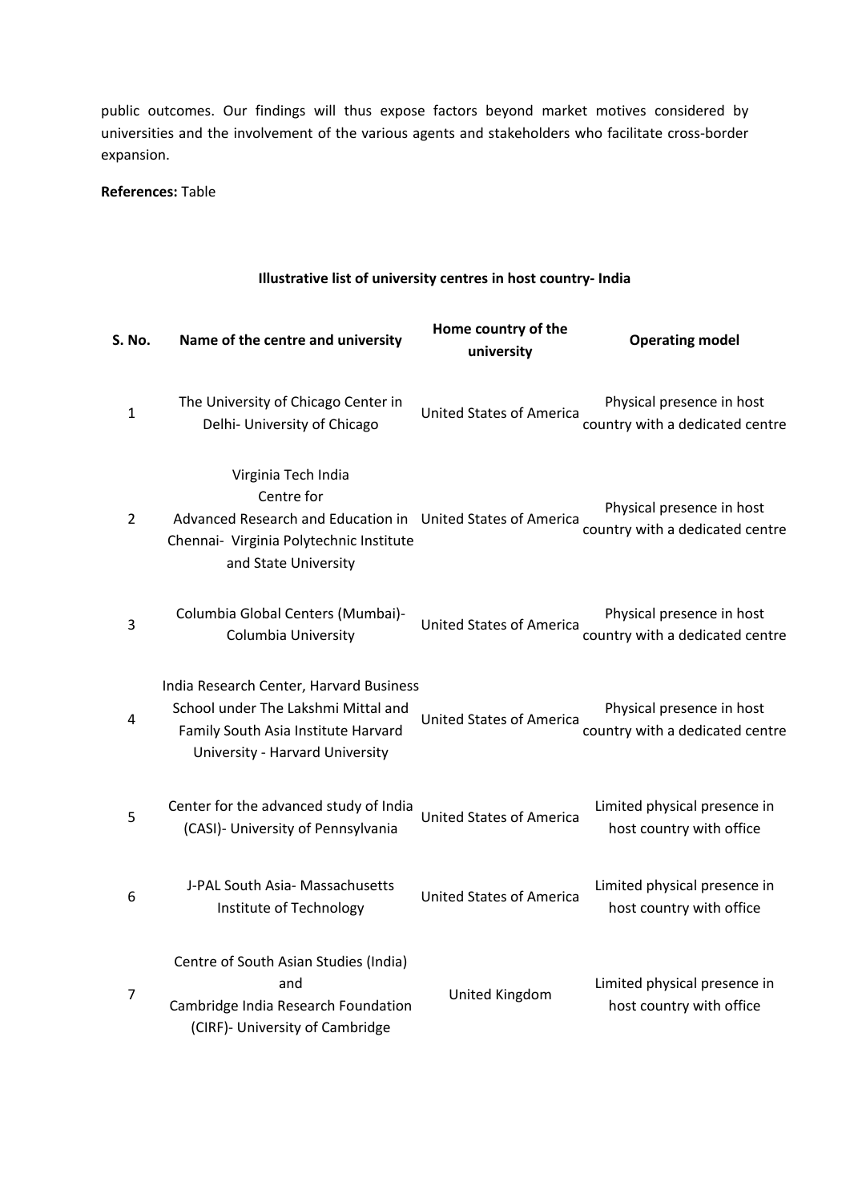public outcomes. Our findings will thus expose factors beyond market motives considered by universities and the involvement of the various agents and stakeholders who facilitate cross-border expansion.

**References:** Table

**Illustrative list of university centres in host country- India**

| S. No. | Name of the centre and university | Home country of the university | Operating model |
|---|---|---|---|
| 1 | The University of Chicago Center in Delhi- University of Chicago | United States of America | Physical presence in host country with a dedicated centre |
| 2 | Virginia Tech India Centre for Advanced Research and Education in Chennai- Virginia Polytechnic Institute and State University | United States of America | Physical presence in host country with a dedicated centre |
| 3 | Columbia Global Centers (Mumbai)- Columbia University | United States of America | Physical presence in host country with a dedicated centre |
| 4 | India Research Center, Harvard Business School under The Lakshmi Mittal and Family South Asia Institute Harvard University - Harvard University | United States of America | Physical presence in host country with a dedicated centre |
| 5 | Center for the advanced study of India (CASI)- University of Pennsylvania | United States of America | Limited physical presence in host country with office |
| 6 | J-PAL South Asia- Massachusetts Institute of Technology | United States of America | Limited physical presence in host country with office |
| 7 | Centre of South Asian Studies (India) and Cambridge India Research Foundation (CIRF)- University of Cambridge | United Kingdom | Limited physical presence in host country with office |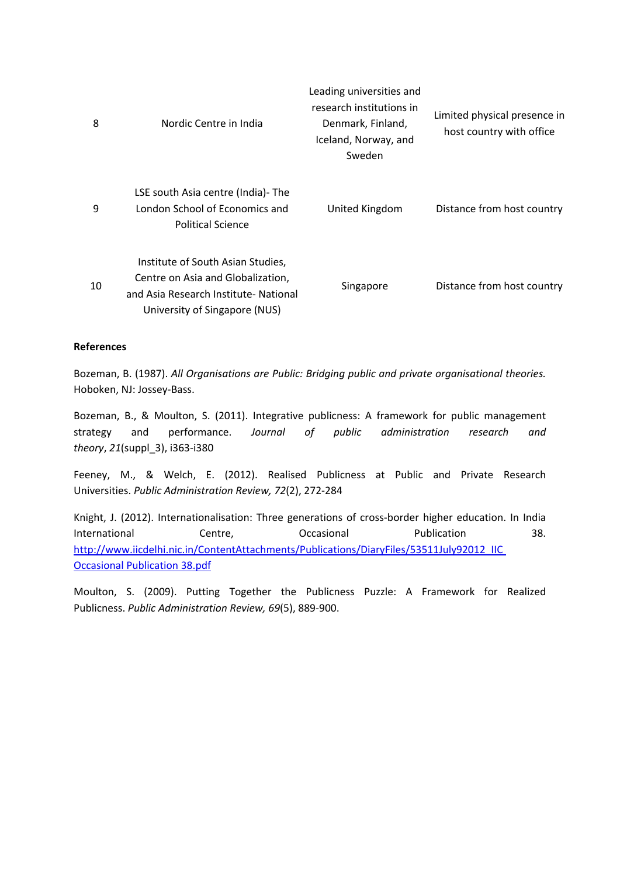| | | | |
|---|---|---|---|
| 8 | Nordic Centre in India | Leading universities and research institutions in Denmark, Finland, Iceland, Norway, and Sweden | Limited physical presence in host country with office |
| 9 | LSE south Asia centre (India)- The London School of Economics and Political Science | United Kingdom | Distance from host country |
| 10 | Institute of South Asian Studies, Centre on Asia and Globalization, and Asia Research Institute- National University of Singapore (NUS) | Singapore | Distance from host country |

**References**

Bozeman, B. (1987). *All Organisations are Public: Bridging public and private organisational theories.* Hoboken, NJ: Jossey-Bass.

Bozeman, B., & Moulton, S. (2011). Integrative publicness: A framework for public management strategy and performance. *Journal of public administration research and theory*, *21*(suppl_3), i363-i380

Feeney, M., & Welch, E. (2012). Realised Publicness at Public and Private Research Universities. *Public Administration Review, 72*(2), 272-284

Knight, J. (2012). Internationalisation: Three generations of cross-border higher education. In India International Centre, Occasional Publication 38. [http://www.iicdelhi.nic.in/ContentAttachments/Publications/DiaryFiles/53511July92012_IIC Occasional Publication 38.pdf](http://www.iicdelhi.nic.in/ContentAttachments/Publications/DiaryFiles/53511July92012_IIC Occasional Publication 38.pdf)

Moulton, S. (2009). Putting Together the Publicness Puzzle: A Framework for Realized Publicness. *Public Administration Review, 69*(5), 889-900.